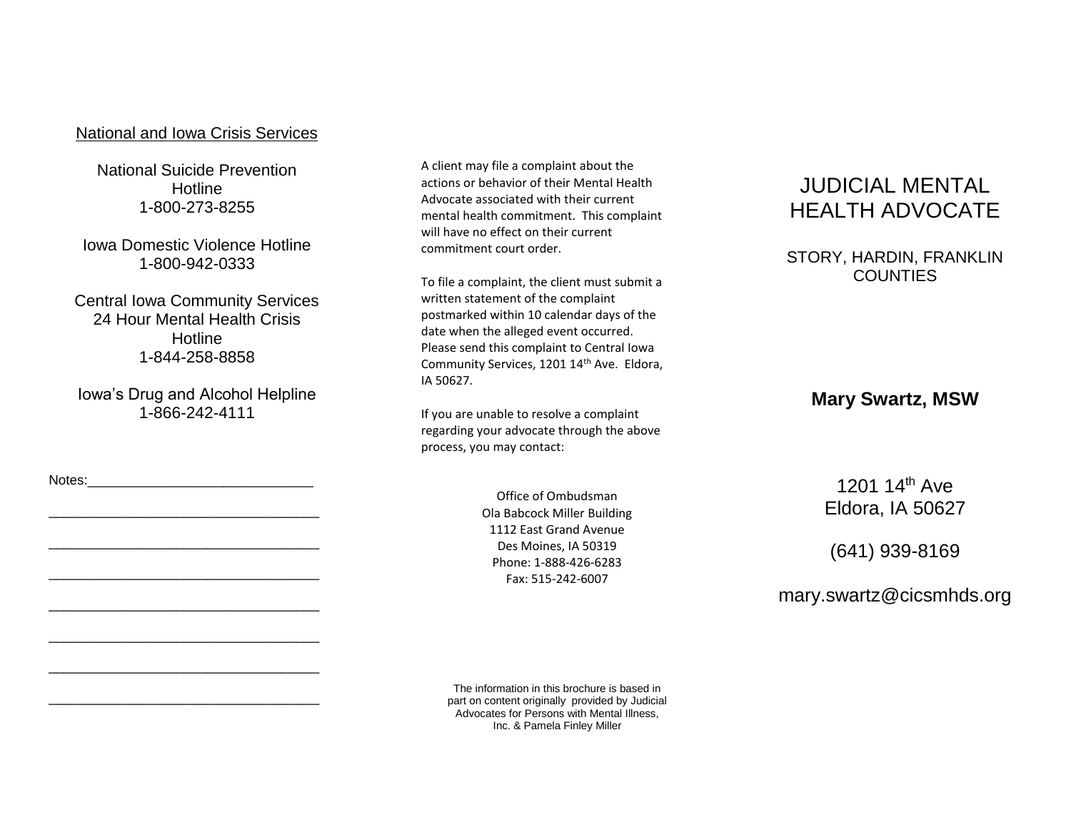## National and Iowa Crisis Services

National Suicide Prevention Hotline
1-800-273-8255

Iowa Domestic Violence Hotline
1-800-942-0333

Central Iowa Community Services
24 Hour Mental Health Crisis Hotline
1-844-258-8858

Iowa's Drug and Alcohol Helpline
1-866-242-4111

Notes:______________________________

___________________________________

___________________________________

___________________________________

___________________________________

___________________________________

___________________________________

___________________________________

A client may file a complaint about the actions or behavior of their Mental Health Advocate associated with their current mental health commitment. This complaint will have no effect on their current commitment court order.

To file a complaint, the client must submit a written statement of the complaint postmarked within 10 calendar days of the date when the alleged event occurred. Please send this complaint to Central Iowa Community Services, 1201 14th Ave. Eldora, IA 50627.

If you are unable to resolve a complaint regarding your advocate through the above process, you may contact:

Office of Ombudsman
Ola Babcock Miller Building
1112 East Grand Avenue
Des Moines, IA 50319
Phone: 1-888-426-6283
Fax: 515-242-6007

The information in this brochure is based in part on content originally provided by Judicial Advocates for Persons with Mental Illness, Inc. & Pamela Finley Miller

# JUDICIAL MENTAL HEALTH ADVOCATE

STORY, HARDIN, FRANKLIN COUNTIES

**Mary Swartz, MSW**

1201 14th Ave
Eldora, IA 50627

(641) 939-8169

mary.swartz@cicsmhds.org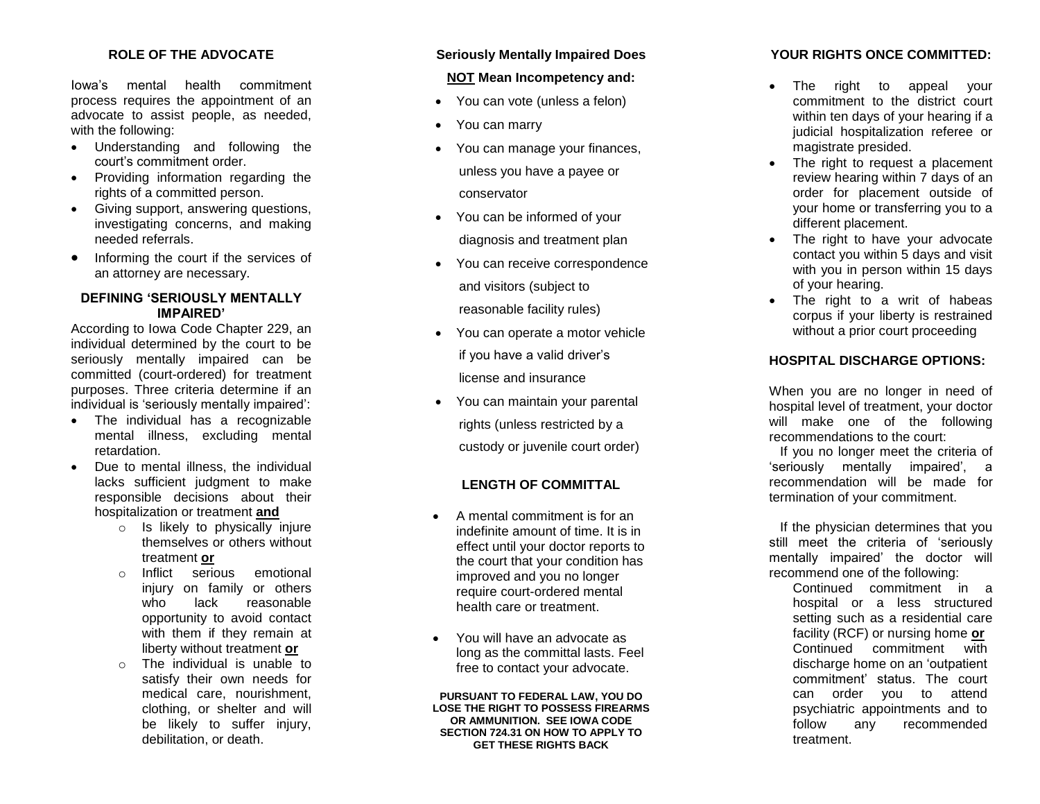## ROLE OF THE ADVOCATE

Iowa's mental health commitment process requires the appointment of an advocate to assist people, as needed, with the following:

- Understanding and following the court's commitment order.
- Providing information regarding the rights of a committed person.
- Giving support, answering questions, investigating concerns, and making needed referrals.
- Informing the court if the services of an attorney are necessary.

## DEFINING 'SERIOUSLY MENTALLY IMPAIRED'

According to Iowa Code Chapter 229, an individual determined by the court to be seriously mentally impaired can be committed (court-ordered) for treatment purposes. Three criteria determine if an individual is 'seriously mentally impaired':

- The individual has a recognizable mental illness, excluding mental retardation.
- Due to mental illness, the individual lacks sufficient judgment to make responsible decisions about their hospitalization or treatment **and**
  - Is likely to physically injure themselves or others without treatment **or**
  - Inflict serious emotional injury on family or others who lack reasonable opportunity to avoid contact with them if they remain at liberty without treatment **or**
  - The individual is unable to satisfy their own needs for medical care, nourishment, clothing, or shelter and will be likely to suffer injury, debilitation, or death.

## Seriously Mentally Impaired Does NOT Mean Incompetency and:

- You can vote (unless a felon)
- You can marry
- You can manage your finances, unless you have a payee or conservator
- You can be informed of your diagnosis and treatment plan
- You can receive correspondence and visitors (subject to reasonable facility rules)
- You can operate a motor vehicle if you have a valid driver's license and insurance
- You can maintain your parental rights (unless restricted by a custody or juvenile court order)

## LENGTH OF COMMITTAL

- A mental commitment is for an indefinite amount of time. It is in effect until your doctor reports to the court that your condition has improved and you no longer require court-ordered mental health care or treatment.
- You will have an advocate as long as the committal lasts. Feel free to contact your advocate.

**PURSUANT TO FEDERAL LAW, YOU DO LOSE THE RIGHT TO POSSESS FIREARMS OR AMMUNITION. SEE IOWA CODE SECTION 724.31 ON HOW TO APPLY TO GET THESE RIGHTS BACK**

## YOUR RIGHTS ONCE COMMITTED:

- The right to appeal your commitment to the district court within ten days of your hearing if a judicial hospitalization referee or magistrate presided.
- The right to request a placement review hearing within 7 days of an order for placement outside of your home or transferring you to a different placement.
- The right to have your advocate contact you within 5 days and visit with you in person within 15 days of your hearing.
- The right to a writ of habeas corpus if your liberty is restrained without a prior court proceeding

## HOSPITAL DISCHARGE OPTIONS:

When you are no longer in need of hospital level of treatment, your doctor will make one of the following recommendations to the court:

If you no longer meet the criteria of 'seriously mentally impaired', a recommendation will be made for termination of your commitment.

If the physician determines that you still meet the criteria of 'seriously mentally impaired' the doctor will recommend one of the following:

Continued commitment in a hospital or a less structured setting such as a residential care facility (RCF) or nursing home **or** Continued commitment with discharge home on an 'outpatient commitment' status. The court can order you to attend psychiatric appointments and to follow any recommended treatment.